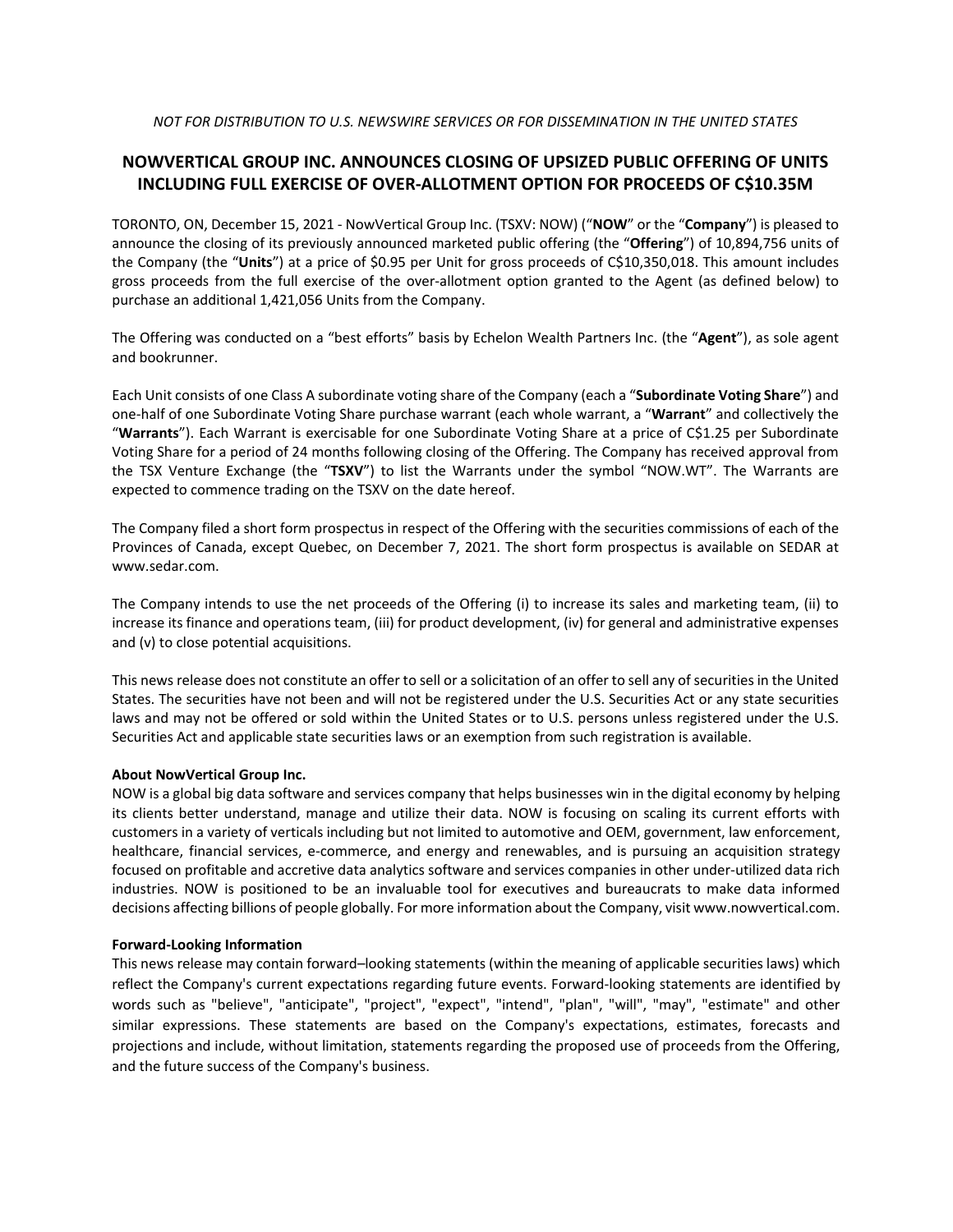*NOT FOR DISTRIBUTION TO U.S. NEWSWIRE SERVICES OR FOR DISSEMINATION IN THE UNITED STATES*

# NOWVERTICAL GROUP INC. ANNOUNCES CLOSING OF UPSIZED PUBLIC OFFERING OF UNITS INCLUDING FULL EXERCISE OF OVER-ALLOTMENT OPTION FOR PROCEEDS OF C$10.35M

TORONTO, ON, December 15, 2021 - NowVertical Group Inc. (TSXV: NOW) ("**NOW**" or the "**Company**") is pleased to announce the closing of its previously announced marketed public offering (the "**Offering**") of 10,894,756 units of the Company (the "**Units**") at a price of $0.95 per Unit for gross proceeds of C$10,350,018. This amount includes gross proceeds from the full exercise of the over-allotment option granted to the Agent (as defined below) to purchase an additional 1,421,056 Units from the Company.

The Offering was conducted on a "best efforts" basis by Echelon Wealth Partners Inc. (the "**Agent**"), as sole agent and bookrunner.

Each Unit consists of one Class A subordinate voting share of the Company (each a "**Subordinate Voting Share**") and one-half of one Subordinate Voting Share purchase warrant (each whole warrant, a "**Warrant**" and collectively the "**Warrants**"). Each Warrant is exercisable for one Subordinate Voting Share at a price of C$1.25 per Subordinate Voting Share for a period of 24 months following closing of the Offering. The Company has received approval from the TSX Venture Exchange (the "**TSXV**") to list the Warrants under the symbol "NOW.WT". The Warrants are expected to commence trading on the TSXV on the date hereof.

The Company filed a short form prospectus in respect of the Offering with the securities commissions of each of the Provinces of Canada, except Quebec, on December 7, 2021. The short form prospectus is available on SEDAR at www.sedar.com.

The Company intends to use the net proceeds of the Offering (i) to increase its sales and marketing team, (ii) to increase its finance and operations team, (iii) for product development, (iv) for general and administrative expenses and (v) to close potential acquisitions.

This news release does not constitute an offer to sell or a solicitation of an offer to sell any of securities in the United States. The securities have not been and will not be registered under the U.S. Securities Act or any state securities laws and may not be offered or sold within the United States or to U.S. persons unless registered under the U.S. Securities Act and applicable state securities laws or an exemption from such registration is available.

**About NowVertical Group Inc.**

NOW is a global big data software and services company that helps businesses win in the digital economy by helping its clients better understand, manage and utilize their data. NOW is focusing on scaling its current efforts with customers in a variety of verticals including but not limited to automotive and OEM, government, law enforcement, healthcare, financial services, e-commerce, and energy and renewables, and is pursuing an acquisition strategy focused on profitable and accretive data analytics software and services companies in other under-utilized data rich industries. NOW is positioned to be an invaluable tool for executives and bureaucrats to make data informed decisions affecting billions of people globally. For more information about the Company, visit www.nowvertical.com.

**Forward-Looking Information**

This news release may contain forward–looking statements (within the meaning of applicable securities laws) which reflect the Company's current expectations regarding future events. Forward-looking statements are identified by words such as "believe", "anticipate", "project", "expect", "intend", "plan", "will", "may", "estimate" and other similar expressions. These statements are based on the Company's expectations, estimates, forecasts and projections and include, without limitation, statements regarding the proposed use of proceeds from the Offering, and the future success of the Company's business.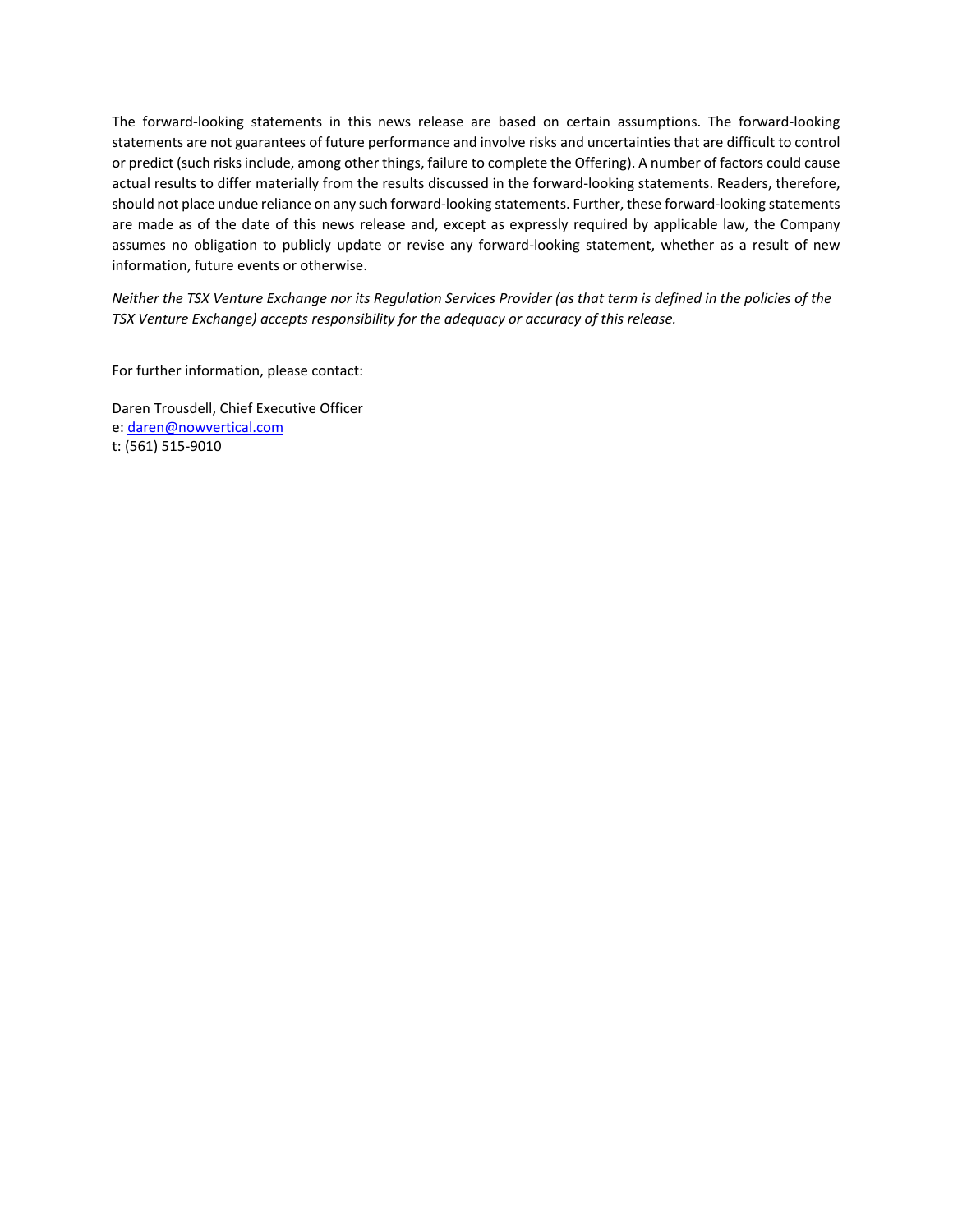The forward-looking statements in this news release are based on certain assumptions. The forward-looking statements are not guarantees of future performance and involve risks and uncertainties that are difficult to control or predict (such risks include, among other things, failure to complete the Offering). A number of factors could cause actual results to differ materially from the results discussed in the forward-looking statements. Readers, therefore, should not place undue reliance on any such forward-looking statements. Further, these forward-looking statements are made as of the date of this news release and, except as expressly required by applicable law, the Company assumes no obligation to publicly update or revise any forward-looking statement, whether as a result of new information, future events or otherwise.

*Neither the TSX Venture Exchange nor its Regulation Services Provider (as that term is defined in the policies of the TSX Venture Exchange) accepts responsibility for the adequacy or accuracy of this release.*

For further information, please contact:

Daren Trousdell, Chief Executive Officer
e: daren@nowvertical.com
t: (561) 515-9010